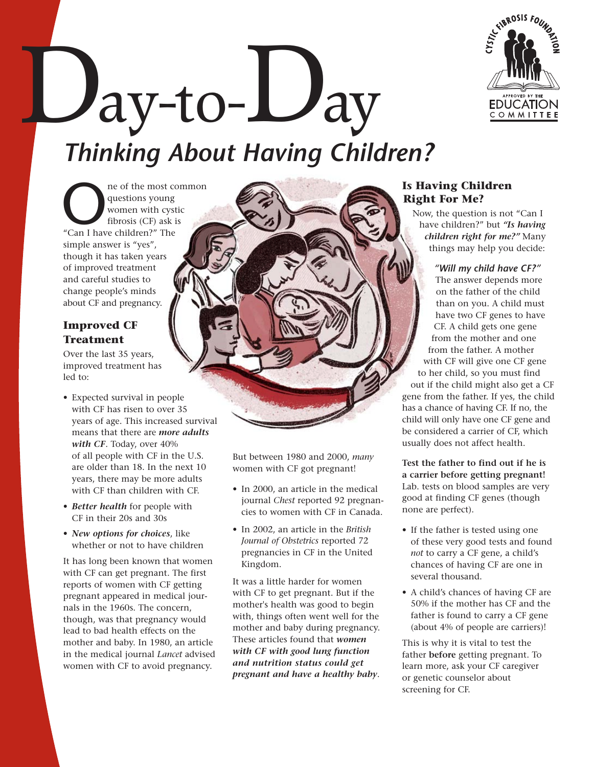# Day-to-Day

## *Thinking About Having Children?*

One of the most common questions young women with cystic fibrosis (CF) ask is "Can I have children?" The simple answer is "yes", though it has taken years of improved treatment and careful studies to change people's minds about CF and pregnancy.

### Improved CF Treatment

Over the last 35 years, improved treatment has led to:

- Expected survival in people with CF has risen to over 35 years of age. This increased survival means that there are ***more adults with CF***. Today, over 40% of all people with CF in the U.S. are older than 18. In the next 10 years, there may be more adults with CF than children with CF.
- ***Better health*** for people with CF in their 20s and 30s
- ***New options for choices***, like whether or not to have children

It has long been known that women with CF can get pregnant. The first reports of women with CF getting pregnant appeared in medical journals in the 1960s. The concern, though, was that pregnancy would lead to bad health effects on the mother and baby. In 1980, an article in the medical journal *Lancet* advised women with CF to avoid pregnancy.

But between 1980 and 2000, *many* women with CF got pregnant!

- In 2000, an article in the medical journal *Chest* reported 92 pregnancies to women with CF in Canada.
- In 2002, an article in the *British Journal of Obstetrics* reported 72 pregnancies in CF in the United Kingdom.

It was a little harder for women with CF to get pregnant. But if the mother's health was good to begin with, things often went well for the mother and baby during pregnancy. These articles found that ***women with CF with good lung function and nutrition status could get pregnant and have a healthy baby***.

### Is Having Children Right For Me?

Now, the question is not "Can I have children?" but ***"Is having children right for me?"*** Many things may help you decide:

***"Will my child have CF?"***
The answer depends more on the father of the child than on you. A child must have two CF genes to have CF. A child gets one gene from the mother and one from the father. A mother with CF will give one CF gene to her child, so you must find out if the child might also get a CF gene from the father. If yes, the child has a chance of having CF. If no, the child will only have one CF gene and be considered a carrier of CF, which usually does not affect health.

**Test the father to find out if he is a carrier before getting pregnant!** Lab. tests on blood samples are very good at finding CF genes (though none are perfect).

- If the father is tested using one of these very good tests and found *not* to carry a CF gene, a child's chances of having CF are one in several thousand.
- A child's chances of having CF are 50% if the mother has CF and the father is found to carry a CF gene (about 4% of people are carriers)!

This is why it is vital to test the father **before** getting pregnant. To learn more, ask your CF caregiver or genetic counselor about screening for CF.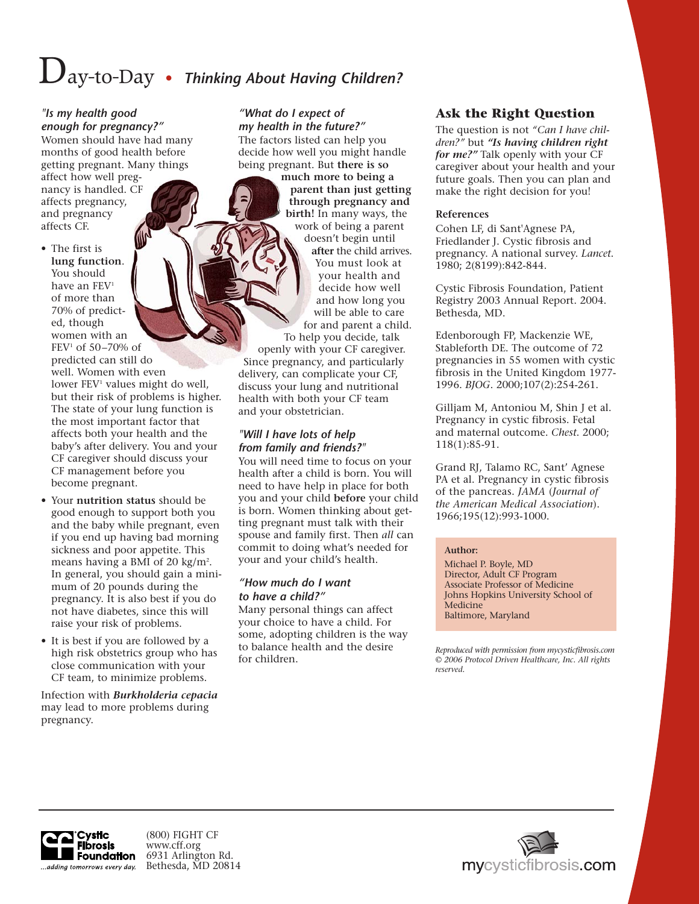# Day-to-Day • *Thinking About Having Children?*

***"Is my health good enough for pregnancy?"***

Women should have had many months of good health before getting pregnant. Many things affect how well pregnancy is handled. CF affects pregnancy, and pregnancy affects CF.

- The first is **lung function**. You should have an $FEV_1$ of more than 70% of predicted, though women with an $FEV_1$ of 50–70% of predicted can still do well. Women with even lower $FEV_1$ values might do well, but their risk of problems is higher. The state of your lung function is the most important factor that affects both your health and the baby's after delivery. You and your CF caregiver should discuss your CF management before you become pregnant.
- Your **nutrition status** should be good enough to support both you and the baby while pregnant, even if you end up having bad morning sickness and poor appetite. This means having a BMI of 20 $kg/m^2$. In general, you should gain a minimum of 20 pounds during the pregnancy. It is also best if you do not have diabetes, since this will raise your risk of problems.
- It is best if you are followed by a high risk obstetrics group who has close communication with your CF team, to minimize problems.

Infection with ***Burkholderia cepacia*** may lead to more problems during pregnancy.

***"What do I expect of my health in the future?"***

The factors listed can help you decide how well you might handle being pregnant. But **there is so much more to being a parent than just getting through pregnancy and birth!** In many ways, the work of being a parent doesn't begin until **after** the child arrives. You must look at your health and decide how well and how long you will be able to care for and parent a child. To help you decide, talk openly with your CF caregiver. Since pregnancy, and particularly delivery, can complicate your CF, discuss your lung and nutritional health with both your CF team and your obstetrician.

***"Will I have lots of help from family and friends?"***

You will need time to focus on your health after a child is born. You will need to have help in place for both you and your child **before** your child is born. Women thinking about getting pregnant must talk with their spouse and family first. Then *all* can commit to doing what's needed for your and your child's health.

***"How much do I want to have a child?"***

Many personal things can affect your choice to have a child. For some, adopting children is the way to balance health and the desire for children.

## Ask the Right Question

The question is not *"Can I have children?"* but ***"Is having children right for me?"*** Talk openly with your CF caregiver about your health and your future goals. Then you can plan and make the right decision for you!

### References

Cohen LF, di Sant'Agnese PA, Friedlander J. Cystic fibrosis and pregnancy. A national survey. *Lancet.* 1980; 2(8199):842-844.

Cystic Fibrosis Foundation, Patient Registry 2003 Annual Report. 2004. Bethesda, MD.

Edenborough FP, Mackenzie WE, Stableforth DE. The outcome of 72 pregnancies in 55 women with cystic fibrosis in the United Kingdom 1977-1996. *BJOG.* 2000;107(2):254-261.

Gilljam M, Antoniou M, Shin J et al. Pregnancy in cystic fibrosis. Fetal and maternal outcome. *Chest.* 2000; 118(1):85-91.

Grand RJ, Talamo RC, Sant' Agnese PA et al. Pregnancy in cystic fibrosis of the pancreas. *JAMA* (*Journal of the American Medical Association*). 1966;195(12):993-1000.

**Author:**

Michael P. Boyle, MD
Director, Adult CF Program
Associate Professor of Medicine
Johns Hopkins University School of Medicine
Baltimore, Maryland

*Reproduced with permission from mycysticfibrosis.com © 2006 Protocol Driven Healthcare, Inc. All rights reserved.*

Cystic Fibrosis Foundation
...adding tomorrows every day.

(800) FIGHT CF
www.cff.org
6931 Arlington Rd.
Bethesda, MD 20814

mycysticfibrosis.com